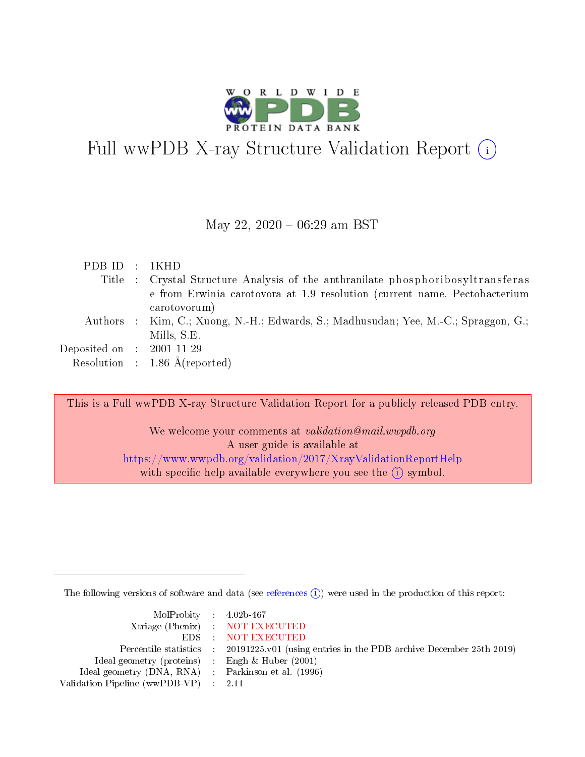# Full wwPDB X-ray Structure Validation Report (i)

May 22, 2020 – 06:29 am BST

| | | |
|---|---|---|
| PDB ID | : | 1KHD |
| Title | : | Crystal Structure Analysis of the anthranilate phosphoribosyltransferase from Erwinia carotovora at 1.9 resolution (current name, Pectobacterium carotovorum) |
| Authors | : | Kim, C.; Xuong, N.-H.; Edwards, S.; Madhusudan; Yee, M.-C.; Spraggon, G.; Mills, S.E. |
| Deposited on | : | 2001-11-29 |
| Resolution | : | 1.86 Å(reported) |

This is a Full wwPDB X-ray Structure Validation Report for a publicly released PDB entry.

We welcome your comments at *validation@mail.wwpdb.org*
A user guide is available at
https://www.wwpdb.org/validation/2017/XrayValidationReportHelp
with specific help available everywhere you see the (i) symbol.

---

The following versions of software and data (see references (i)) were used in the production of this report:

| | | |
|---|---|---|
| MolProbity | : | 4.02b-467 |
| Xtriage (Phenix) | : | NOT EXECUTED |
| EDS | : | NOT EXECUTED |
| Percentile statistics | : | 20191225.v01 (using entries in the PDB archive December 25th 2019) |
| Ideal geometry (proteins) | : | Engh & Huber (2001) |
| Ideal geometry (DNA, RNA) | : | Parkinson et al. (1996) |
| Validation Pipeline (wwPDB-VP) | : | 2.11 |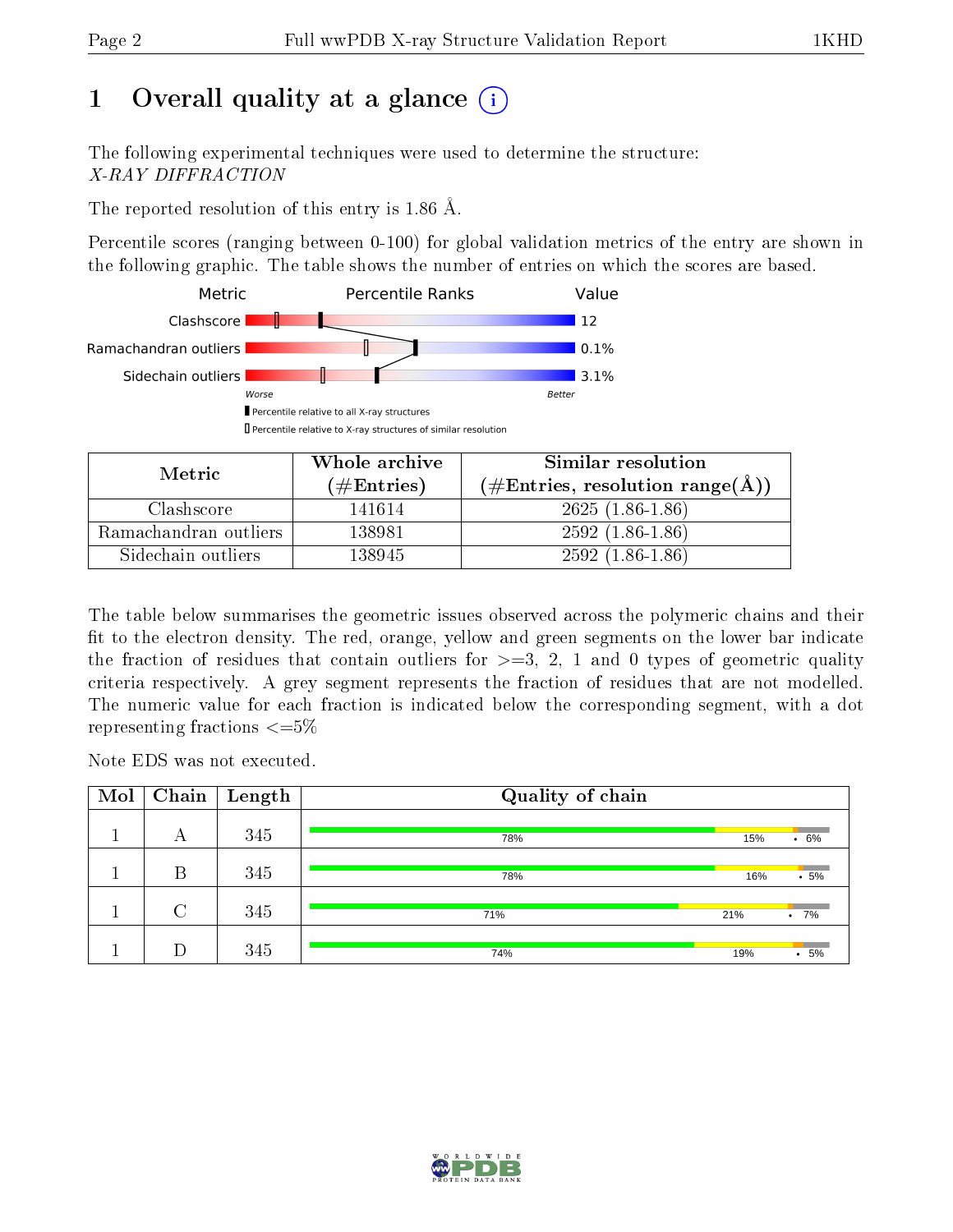# 1 Overall quality at a glance

The following experimental techniques were used to determine the structure:
*X-RAY DIFFRACTION*

The reported resolution of this entry is 1.86 Å.

Percentile scores (ranging between 0-100) for global validation metrics of the entry are shown in the following graphic. The table shows the number of entries on which the scores are based.

| Metric | Value |
|---|---|
| Clashscore | 12 |
| Ramachandran outliers | 0.1% |
| Sidechain outliers | 3.1% |

| Metric | Whole archive (#Entries) | Similar resolution (#Entries, resolution range(Å)) |
|---|---|---|
| Clashscore | 141614 | 2625 (1.86-1.86) |
| Ramachandran outliers | 138981 | 2592 (1.86-1.86) |
| Sidechain outliers | 138945 | 2592 (1.86-1.86) |

The table below summarises the geometric issues observed across the polymeric chains and their fit to the electron density. The red, orange, yellow and green segments on the lower bar indicate the fraction of residues that contain outliers for >=3, 2, 1 and 0 types of geometric quality criteria respectively. A grey segment represents the fraction of residues that are not modelled. The numeric value for each fraction is indicated below the corresponding segment, with a dot representing fractions <=5%

Note EDS was not executed.

| Mol | Chain | Length | Quality of chain |
|---|---|---|---|
| 1 | A | 345 | 78% · 15% · • 6% |
| 1 | B | 345 | 78% · 16% · • 5% |
| 1 | C | 345 | 71% · 21% · • 7% |
| 1 | D | 345 | 74% · 19% · • 5% |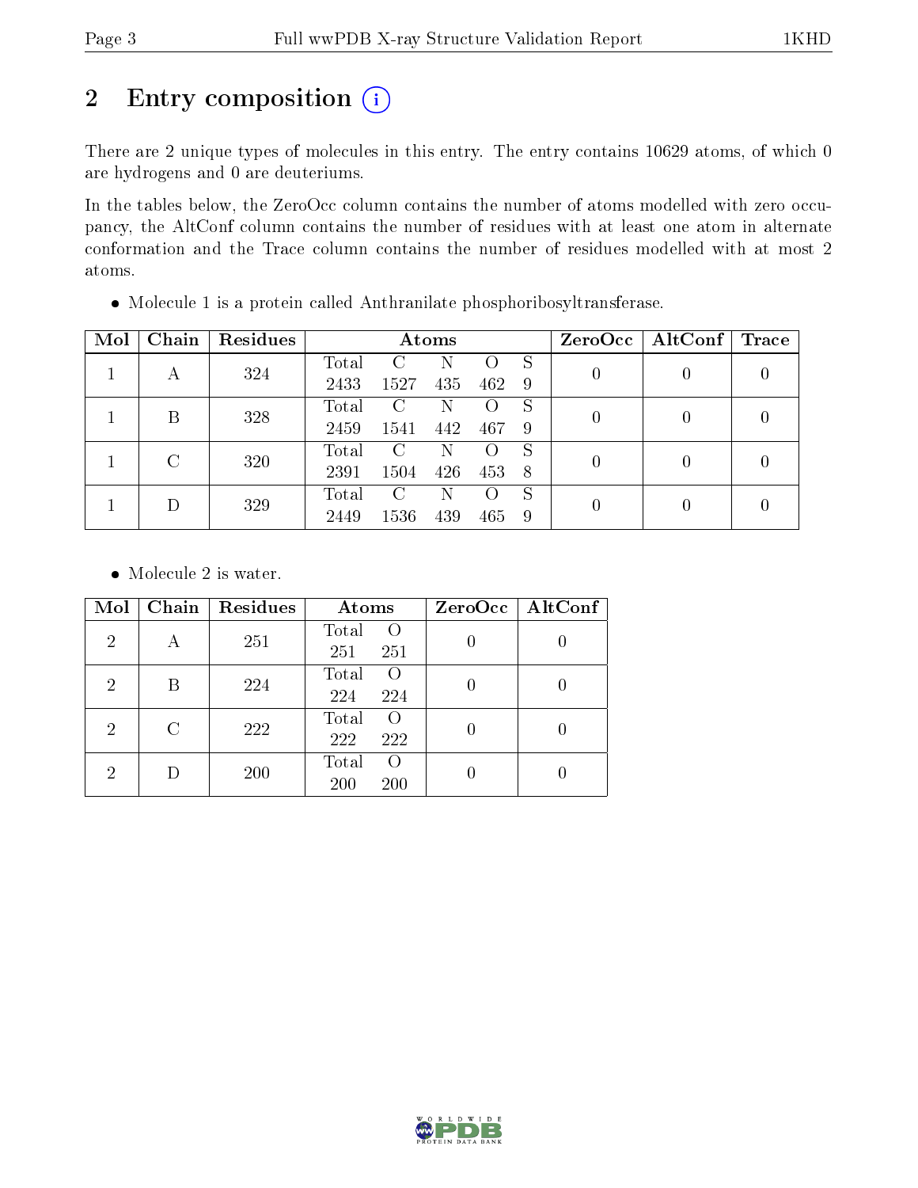# 2 Entry composition (i)

There are 2 unique types of molecules in this entry. The entry contains 10629 atoms, of which 0 are hydrogens and 0 are deuteriums.

In the tables below, the ZeroOcc column contains the number of atoms modelled with zero occupancy, the AltConf column contains the number of residues with at least one atom in alternate conformation and the Trace column contains the number of residues modelled with at most 2 atoms.

- Molecule 1 is a protein called Anthranilate phosphoribosyltransferase.

| Mol | Chain | Residues | Atoms | | | | | ZeroOcc | AltConf | Trace |
|---|---|---|---|---|---|---|---|---|---|---|
| 1 | A | 324 | Total 2433 | C 1527 | N 435 | O 462 | S 9 | 0 | 0 | 0 |
| 1 | B | 328 | Total 2459 | C 1541 | N 442 | O 467 | S 9 | 0 | 0 | 0 |
| 1 | C | 320 | Total 2391 | C 1504 | N 426 | O 453 | S 8 | 0 | 0 | 0 |
| 1 | D | 329 | Total 2449 | C 1536 | N 439 | O 465 | S 9 | 0 | 0 | 0 |

- Molecule 2 is water.

| Mol | Chain | Residues | Atoms | | ZeroOcc | AltConf |
|---|---|---|---|---|---|---|
| 2 | A | 251 | Total 251 | O 251 | 0 | 0 |
| 2 | B | 224 | Total 224 | O 224 | 0 | 0 |
| 2 | C | 222 | Total 222 | O 222 | 0 | 0 |
| 2 | D | 200 | Total 200 | O 200 | 0 | 0 |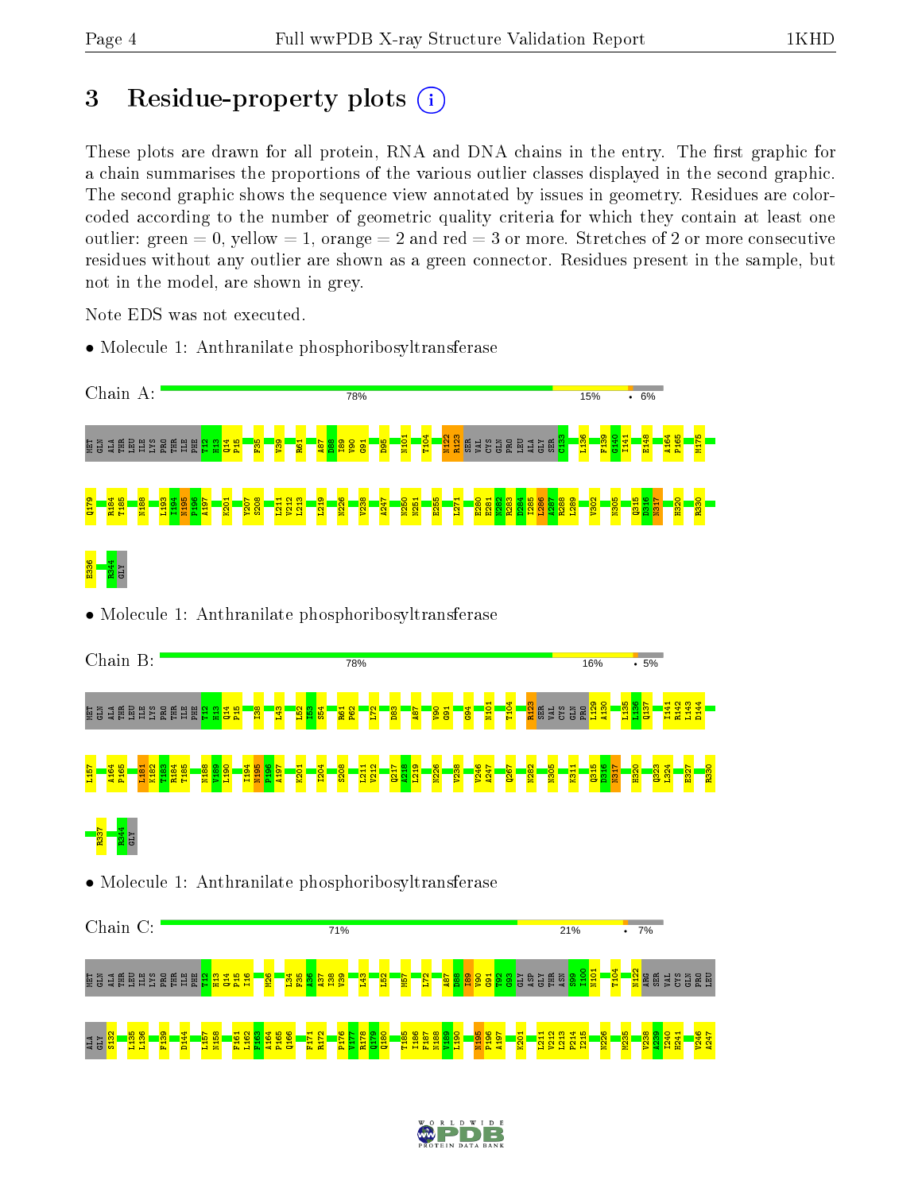# 3 Residue-property plots

These plots are drawn for all protein, RNA and DNA chains in the entry. The first graphic for a chain summarises the proportions of the various outlier classes displayed in the second graphic. The second graphic shows the sequence view annotated by issues in geometry. Residues are color-coded according to the number of geometric quality criteria for which they contain at least one outlier: green = 0, yellow = 1, orange = 2 and red = 3 or more. Stretches of 2 or more consecutive residues without any outlier are shown as a green connector. Residues present in the sample, but not in the model, are shown in grey.

Note EDS was not executed.

- Molecule 1: Anthranilate phosphoribosyltransferase

Chain A: 78% 15% • 6%

MET GLN ALA THR LEU LYS ILE PRO THR ILE PHE T12 H13 Q14 P15 F35 V39 R61 A87 D88 I89 V90 G91 D95 N101 T104 N122 R123 SER VAL CYS GLN PRO LEU ALA GLY SER C133 L136 F139 G140 I141 E148 A164 P165 M175 Q179 R184 T185 N188 L193 I194 N195 P196 A197 K201 Y207 S208 L211 V212 L213 L219 N226 V238 A247 N250 N251 E255 L271 E280 E281 N282 R283 D284 I285 L286 A287 R288 L289 V302 N305 Q315 D316 N317 H320 R330 E336 R344 GLY

- Molecule 1: Anthranilate phosphoribosyltransferase

Chain B: 78% 16% • 5%

MET GLN ALA THR LEU LYS ILE PRO THR ILE PHE T12 H13 Q14 P15 I38 L43 L52 I53 S54 R61 P62 L72 D83 A87 V90 G91 G94 N101 T104 R123 SER VAL CYS GLN PRO L129 A130 L135 L136 Q137 I141 R142 L143 D144 L157 A164 P165 L181 K182 T183 R184 T185 N188 V189 L190 I194 N195 P196 A197 K201 I204 S208 L211 V212 Q217 A218 L219 N226 V238 V246 A247 Q267 N282 N305 K311 Q315 D316 N317 H320 Q323 L324 E327 R330 R337 R344 GLY

- Molecule 1: Anthranilate phosphoribosyltransferase

Chain C: 71% 21% • 7%

MET GLN ALA THR LEU LYS ILE PRO THR ILE PHE T12 H13 Q14 P15 I16 M26 L34 F35 A36 A37 I38 V39 L43 L52 M57 L72 A87 D88 I89 V90 G91 T92 G93 GLY ASP GLY THR ASN S99 I100 N101 T104 N122 ARG SER VAL CYS GLN PRO LEU ALA GLY S132 L135 L136 F139 D144 L157 N158 F161 L162 P163 A164 P165 Q166 F171 R172 P176 V177 R178 Q179 Q180 T185 I186 F187 N188 V189 L190 N195 P196 A197 K201 L211 V212 L213 P214 I215 N226 M235 V238 A239 I240 H241 V246 A247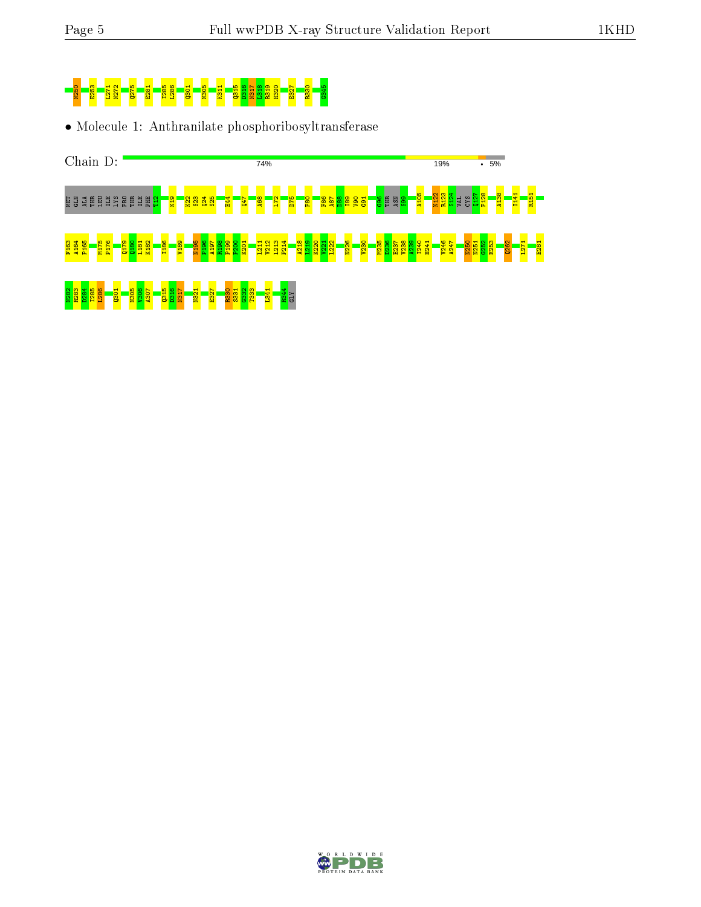N250 E253 L271 N272 Q275 E281 I285 L286 Q301 N305 K311 Q315 D316 N317 I318 R319 H320 E327 R330 G345

• Molecule 1: Anthranilate phosphoribosyltransferase

Chain D: 74% 19% • 5%

MET GLN ALA THR LEU ILE LYS PRO THR ILE PHE T12 K19 K22 S23 Q24 S25 E44 Q47 A68 L72 D75 P80 F86 A87 D88 I89 V90 G91 G96 THR ASN S99 A105 N122 R123 S124 VAL CYS Q127 P128 A138 I141 R151

F163 A164 P165 M175 P176 Q179 Q180 L181 K182 I186 V189 N195 P196 A197 R198 P199 F200 K201 L211 V212 L213 P214 A218 L219 K220 V221 L222 N226 V230 M235 D236 E237 V238 A239 I240 H241 V246 A247 N250 N251 G252 E253 Q262 L271 E281

N282 R283 D284 I285 L286 Q301 N305 V306 A307 Q315 D316 N317 N321 E327 R330 S331 G332 T333 L341 R344 GLY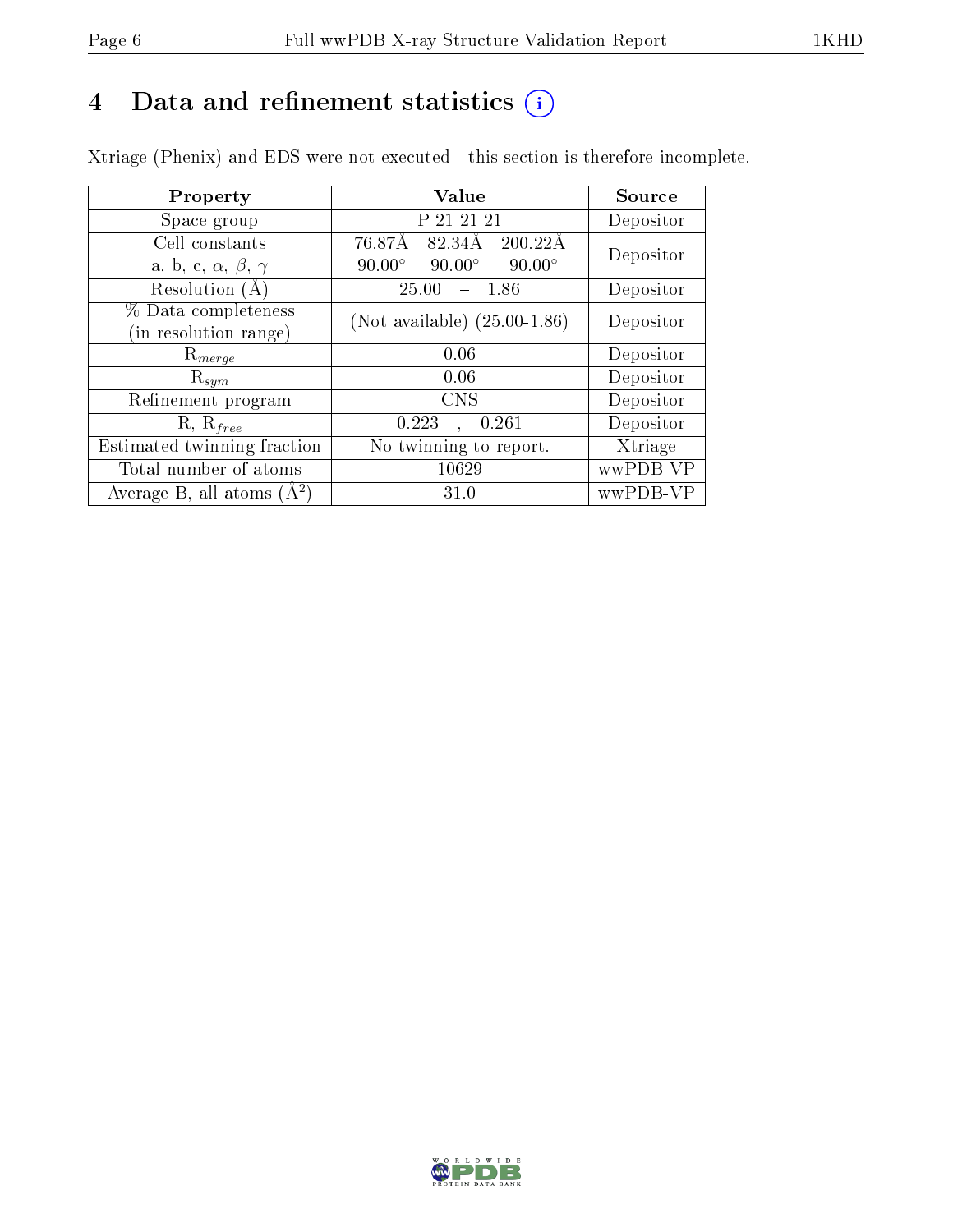# 4 Data and refinement statistics (i)

Xtriage (Phenix) and EDS were not executed - this section is therefore incomplete.

| Property | Value | Source |
|---|---|---|
| Space group | P 21 21 21 | Depositor |
| Cell constants<br>a, b, c, $\alpha$, $\beta$, $\gamma$ | 76.87Å 82.34Å 200.22Å<br>90.00° 90.00° 90.00° | Depositor |
| Resolution (Å) | 25.00 – 1.86 | Depositor |
| % Data completeness<br>(in resolution range) | (Not available) (25.00-1.86) | Depositor |
| $R_{merge}$ | 0.06 | Depositor |
| $R_{sym}$ | 0.06 | Depositor |
| Refinement program | CNS | Depositor |
| R, $R_{free}$ | 0.223 , 0.261 | Depositor |
| Estimated twinning fraction | No twinning to report. | Xtriage |
| Total number of atoms | 10629 | wwPDB-VP |
| Average B, all atoms ($Å^2$) | 31.0 | wwPDB-VP |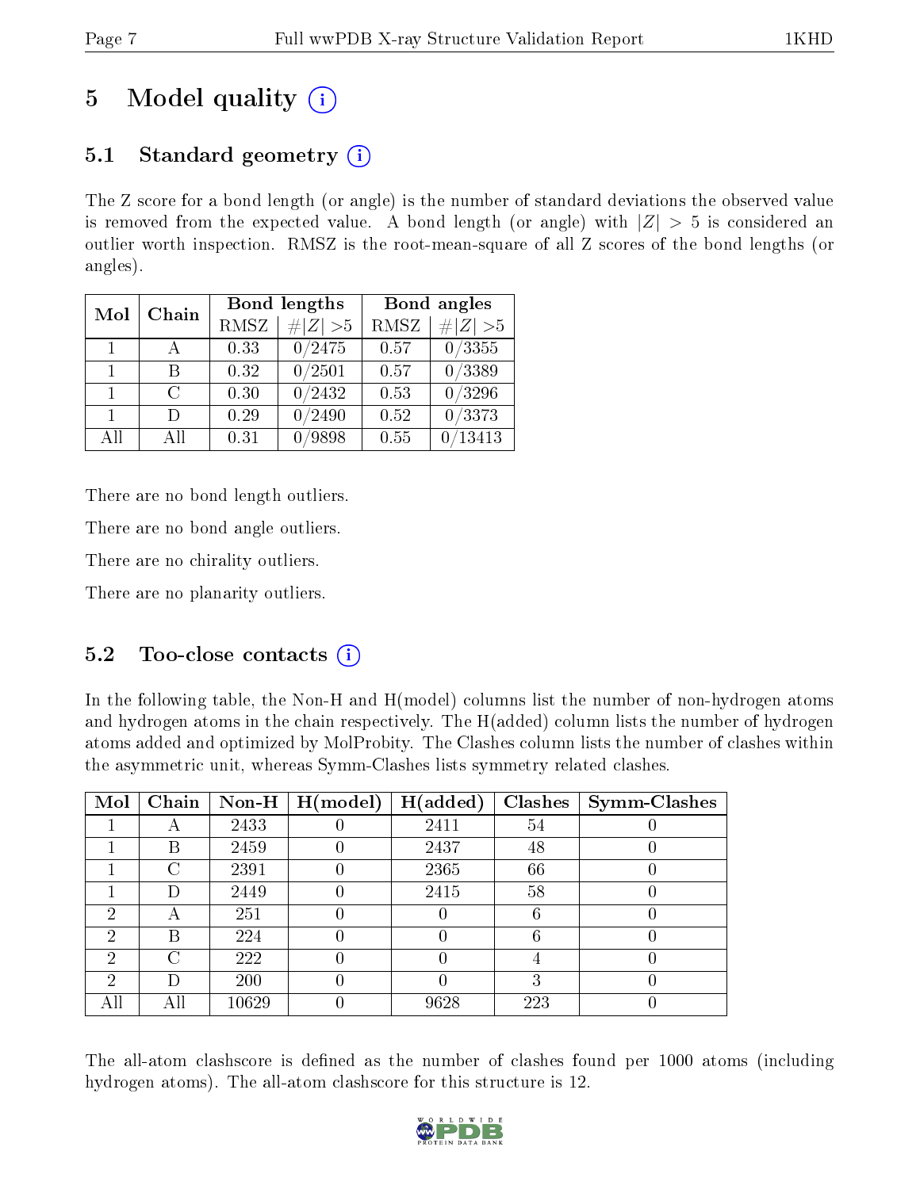# 5 Model quality

## 5.1 Standard geometry

The Z score for a bond length (or angle) is the number of standard deviations the observed value is removed from the expected value. A bond length (or angle) with $|Z| > 5$ is considered an outlier worth inspection. RMSZ is the root-mean-square of all Z scores of the bond lengths (or angles).

| Mol | Chain | Bond lengths | | Bond angles | |
|---|---|---|---|---|---|
| | | RMSZ | $\#|Z| > 5$ | RMSZ | $\#|Z| > 5$ |
| 1 | A | 0.33 | 0/2475 | 0.57 | 0/3355 |
| 1 | B | 0.32 | 0/2501 | 0.57 | 0/3389 |
| 1 | C | 0.30 | 0/2432 | 0.53 | 0/3296 |
| 1 | D | 0.29 | 0/2490 | 0.52 | 0/3373 |
| All | All | 0.31 | 0/9898 | 0.55 | 0/13413 |

There are no bond length outliers.

There are no bond angle outliers.

There are no chirality outliers.

There are no planarity outliers.

## 5.2 Too-close contacts

In the following table, the Non-H and H(model) columns list the number of non-hydrogen atoms and hydrogen atoms in the chain respectively. The H(added) column lists the number of hydrogen atoms added and optimized by MolProbity. The Clashes column lists the number of clashes within the asymmetric unit, whereas Symm-Clashes lists symmetry related clashes.

| Mol | Chain | Non-H | H(model) | H(added) | Clashes | Symm-Clashes |
|---|---|---|---|---|---|---|
| 1 | A | 2433 | 0 | 2411 | 54 | 0 |
| 1 | B | 2459 | 0 | 2437 | 48 | 0 |
| 1 | C | 2391 | 0 | 2365 | 66 | 0 |
| 1 | D | 2449 | 0 | 2415 | 58 | 0 |
| 2 | A | 251 | 0 | 0 | 6 | 0 |
| 2 | B | 224 | 0 | 0 | 6 | 0 |
| 2 | C | 222 | 0 | 0 | 4 | 0 |
| 2 | D | 200 | 0 | 0 | 3 | 0 |
| All | All | 10629 | 0 | 9628 | 223 | 0 |

The all-atom clashscore is defined as the number of clashes found per 1000 atoms (including hydrogen atoms). The all-atom clashscore for this structure is 12.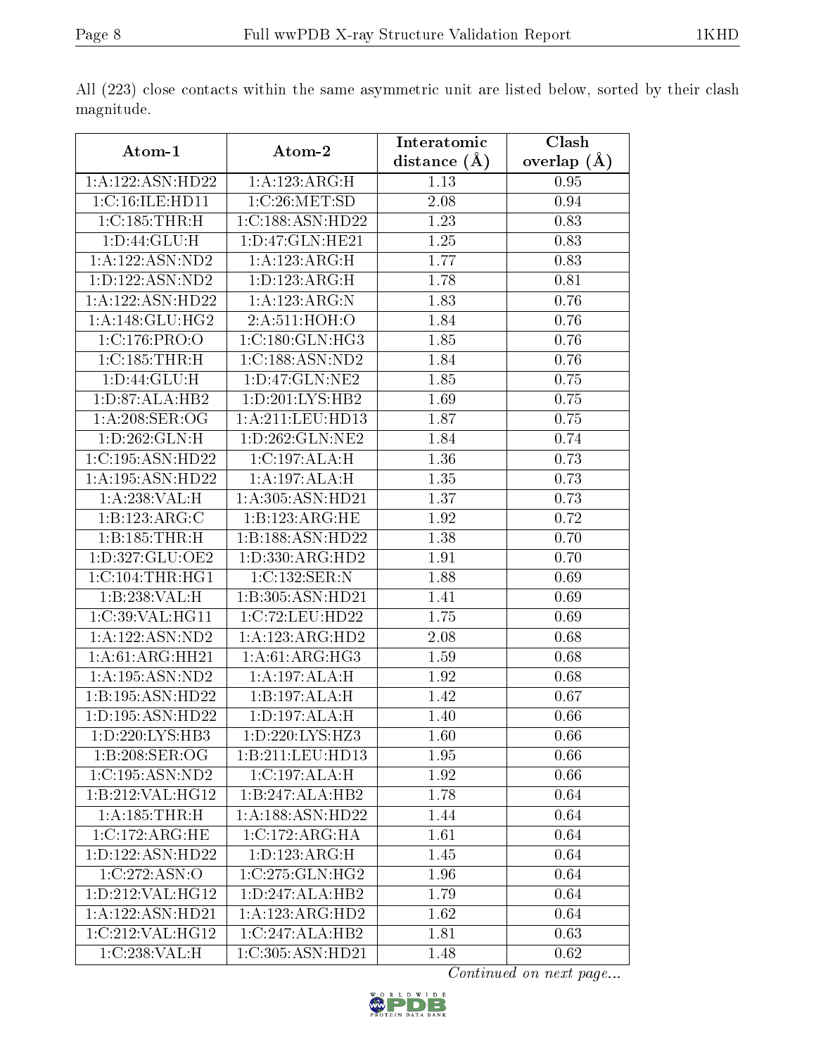All (223) close contacts within the same asymmetric unit are listed below, sorted by their clash magnitude.

| Atom-1 | Atom-2 | Interatomic distance (Å) | Clash overlap (Å) |
|---|---|---|---|
| 1:A:122:ASN:HD22 | 1:A:123:ARG:H | 1.13 | 0.95 |
| 1:C:16:ILE:HD11 | 1:C:26:MET:SD | 2.08 | 0.94 |
| 1:C:185:THR:H | 1:C:188:ASN:HD22 | 1.23 | 0.83 |
| 1:D:44:GLU:H | 1:D:47:GLN:HE21 | 1.25 | 0.83 |
| 1:A:122:ASN:ND2 | 1:A:123:ARG:H | 1.77 | 0.83 |
| 1:D:122:ASN:ND2 | 1:D:123:ARG:H | 1.78 | 0.81 |
| 1:A:122:ASN:HD22 | 1:A:123:ARG:N | 1.83 | 0.76 |
| 1:A:148:GLU:HG2 | 2:A:511:HOH:O | 1.84 | 0.76 |
| 1:C:176:PRO:O | 1:C:180:GLN:HG3 | 1.85 | 0.76 |
| 1:C:185:THR:H | 1:C:188:ASN:ND2 | 1.84 | 0.76 |
| 1:D:44:GLU:H | 1:D:47:GLN:NE2 | 1.85 | 0.75 |
| 1:D:87:ALA:HB2 | 1:D:201:LYS:HB2 | 1.69 | 0.75 |
| 1:A:208:SER:OG | 1:A:211:LEU:HD13 | 1.87 | 0.75 |
| 1:D:262:GLN:H | 1:D:262:GLN:NE2 | 1.84 | 0.74 |
| 1:C:195:ASN:HD22 | 1:C:197:ALA:H | 1.36 | 0.73 |
| 1:A:195:ASN:HD22 | 1:A:197:ALA:H | 1.35 | 0.73 |
| 1:A:238:VAL:H | 1:A:305:ASN:HD21 | 1.37 | 0.73 |
| 1:B:123:ARG:C | 1:B:123:ARG:HE | 1.92 | 0.72 |
| 1:B:185:THR:H | 1:B:188:ASN:HD22 | 1.38 | 0.70 |
| 1:D:327:GLU:OE2 | 1:D:330:ARG:HD2 | 1.91 | 0.70 |
| 1:C:104:THR:HG1 | 1:C:132:SER:N | 1.88 | 0.69 |
| 1:B:238:VAL:H | 1:B:305:ASN:HD21 | 1.41 | 0.69 |
| 1:C:39:VAL:HG11 | 1:C:72:LEU:HD22 | 1.75 | 0.69 |
| 1:A:122:ASN:ND2 | 1:A:123:ARG:HD2 | 2.08 | 0.68 |
| 1:A:61:ARG:HH21 | 1:A:61:ARG:HG3 | 1.59 | 0.68 |
| 1:A:195:ASN:ND2 | 1:A:197:ALA:H | 1.92 | 0.68 |
| 1:B:195:ASN:HD22 | 1:B:197:ALA:H | 1.42 | 0.67 |
| 1:D:195:ASN:HD22 | 1:D:197:ALA:H | 1.40 | 0.66 |
| 1:D:220:LYS:HB3 | 1:D:220:LYS:HZ3 | 1.60 | 0.66 |
| 1:B:208:SER:OG | 1:B:211:LEU:HD13 | 1.95 | 0.66 |
| 1:C:195:ASN:ND2 | 1:C:197:ALA:H | 1.92 | 0.66 |
| 1:B:212:VAL:HG12 | 1:B:247:ALA:HB2 | 1.78 | 0.64 |
| 1:A:185:THR:H | 1:A:188:ASN:HD22 | 1.44 | 0.64 |
| 1:C:172:ARG:HE | 1:C:172:ARG:HA | 1.61 | 0.64 |
| 1:D:122:ASN:HD22 | 1:D:123:ARG:H | 1.45 | 0.64 |
| 1:C:272:ASN:O | 1:C:275:GLN:HG2 | 1.96 | 0.64 |
| 1:D:212:VAL:HG12 | 1:D:247:ALA:HB2 | 1.79 | 0.64 |
| 1:A:122:ASN:HD21 | 1:A:123:ARG:HD2 | 1.62 | 0.64 |
| 1:C:212:VAL:HG12 | 1:C:247:ALA:HB2 | 1.81 | 0.63 |
| 1:C:238:VAL:H | 1:C:305:ASN:HD21 | 1.48 | 0.62 |

*Continued on next page...*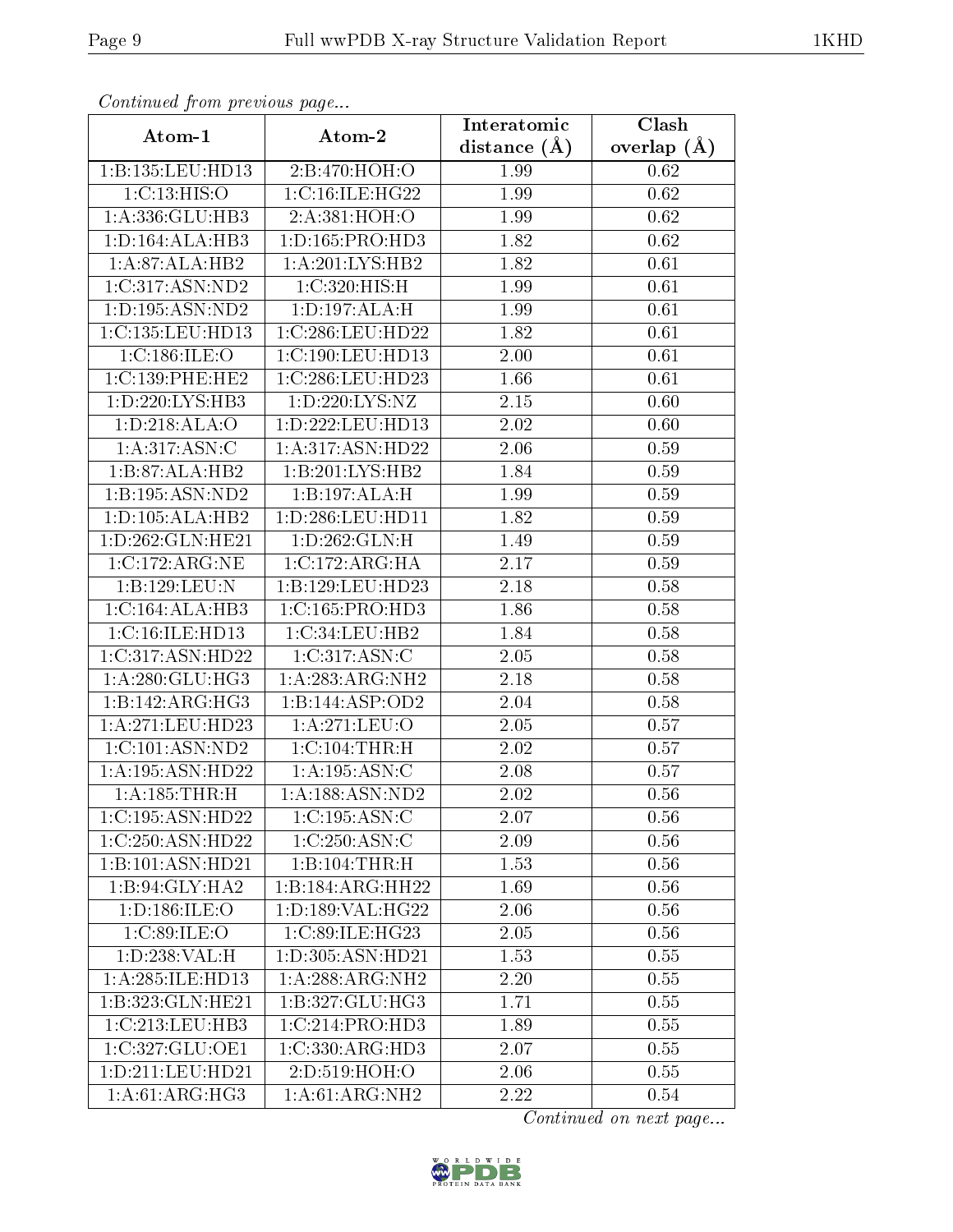*Continued from previous page...*

| Atom-1 | Atom-2 | Interatomic distance (Å) | Clash overlap (Å) |
| --- | --- | --- | --- |
| 1:B:135:LEU:HD13 | 2:B:470:HOH:O | 1.99 | 0.62 |
| 1:C:13:HIS:O | 1:C:16:ILE:HG22 | 1.99 | 0.62 |
| 1:A:336:GLU:HB3 | 2:A:381:HOH:O | 1.99 | 0.62 |
| 1:D:164:ALA:HB3 | 1:D:165:PRO:HD3 | 1.82 | 0.62 |
| 1:A:87:ALA:HB2 | 1:A:201:LYS:HB2 | 1.82 | 0.61 |
| 1:C:317:ASN:ND2 | 1:C:320:HIS:H | 1.99 | 0.61 |
| 1:D:195:ASN:ND2 | 1:D:197:ALA:H | 1.99 | 0.61 |
| 1:C:135:LEU:HD13 | 1:C:286:LEU:HD22 | 1.82 | 0.61 |
| 1:C:186:ILE:O | 1:C:190:LEU:HD13 | 2.00 | 0.61 |
| 1:C:139:PHE:HE2 | 1:C:286:LEU:HD23 | 1.66 | 0.61 |
| 1:D:220:LYS:HB3 | 1:D:220:LYS:NZ | 2.15 | 0.60 |
| 1:D:218:ALA:O | 1:D:222:LEU:HD13 | 2.02 | 0.60 |
| 1:A:317:ASN:C | 1:A:317:ASN:HD22 | 2.06 | 0.59 |
| 1:B:87:ALA:HB2 | 1:B:201:LYS:HB2 | 1.84 | 0.59 |
| 1:B:195:ASN:ND2 | 1:B:197:ALA:H | 1.99 | 0.59 |
| 1:D:105:ALA:HB2 | 1:D:286:LEU:HD11 | 1.82 | 0.59 |
| 1:D:262:GLN:HE21 | 1:D:262:GLN:H | 1.49 | 0.59 |
| 1:C:172:ARG:NE | 1:C:172:ARG:HA | 2.17 | 0.59 |
| 1:B:129:LEU:N | 1:B:129:LEU:HD23 | 2.18 | 0.58 |
| 1:C:164:ALA:HB3 | 1:C:165:PRO:HD3 | 1.86 | 0.58 |
| 1:C:16:ILE:HD13 | 1:C:34:LEU:HB2 | 1.84 | 0.58 |
| 1:C:317:ASN:HD22 | 1:C:317:ASN:C | 2.05 | 0.58 |
| 1:A:280:GLU:HG3 | 1:A:283:ARG:NH2 | 2.18 | 0.58 |
| 1:B:142:ARG:HG3 | 1:B:144:ASP:OD2 | 2.04 | 0.58 |
| 1:A:271:LEU:HD23 | 1:A:271:LEU:O | 2.05 | 0.57 |
| 1:C:101:ASN:ND2 | 1:C:104:THR:H | 2.02 | 0.57 |
| 1:A:195:ASN:HD22 | 1:A:195:ASN:C | 2.08 | 0.57 |
| 1:A:185:THR:H | 1:A:188:ASN:ND2 | 2.02 | 0.56 |
| 1:C:195:ASN:HD22 | 1:C:195:ASN:C | 2.07 | 0.56 |
| 1:C:250:ASN:HD22 | 1:C:250:ASN:C | 2.09 | 0.56 |
| 1:B:101:ASN:HD21 | 1:B:104:THR:H | 1.53 | 0.56 |
| 1:B:94:GLY:HA2 | 1:B:184:ARG:HH22 | 1.69 | 0.56 |
| 1:D:186:ILE:O | 1:D:189:VAL:HG22 | 2.06 | 0.56 |
| 1:C:89:ILE:O | 1:C:89:ILE:HG23 | 2.05 | 0.56 |
| 1:D:238:VAL:H | 1:D:305:ASN:HD21 | 1.53 | 0.55 |
| 1:A:285:ILE:HD13 | 1:A:288:ARG:NH2 | 2.20 | 0.55 |
| 1:B:323:GLN:HE21 | 1:B:327:GLU:HG3 | 1.71 | 0.55 |
| 1:C:213:LEU:HB3 | 1:C:214:PRO:HD3 | 1.89 | 0.55 |
| 1:C:327:GLU:OE1 | 1:C:330:ARG:HD3 | 2.07 | 0.55 |
| 1:D:211:LEU:HD21 | 2:D:519:HOH:O | 2.06 | 0.55 |
| 1:A:61:ARG:HG3 | 1:A:61:ARG:NH2 | 2.22 | 0.54 |

*Continued on next page...*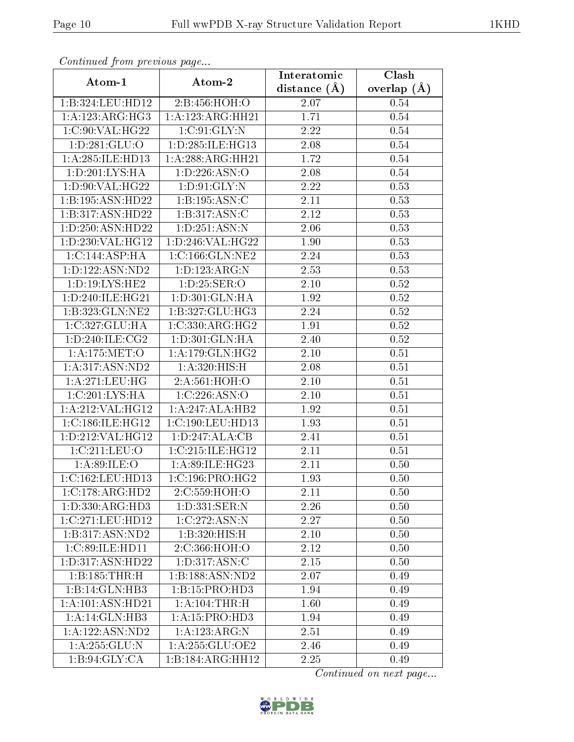*Continued from previous page...*

| Atom-1 | Atom-2 | Interatomic distance (Å) | Clash overlap (Å) |
|---|---|---|---|
| 1:B:324:LEU:HD12 | 2:B:456:HOH:O | 2.07 | 0.54 |
| 1:A:123:ARG:HG3 | 1:A:123:ARG:HH21 | 1.71 | 0.54 |
| 1:C:90:VAL:HG22 | 1:C:91:GLY:N | 2.22 | 0.54 |
| 1:D:281:GLU:O | 1:D:285:ILE:HG13 | 2.08 | 0.54 |
| 1:A:285:ILE:HD13 | 1:A:288:ARG:HH21 | 1.72 | 0.54 |
| 1:D:201:LYS:HA | 1:D:226:ASN:O | 2.08 | 0.54 |
| 1:D:90:VAL:HG22 | 1:D:91:GLY:N | 2.22 | 0.53 |
| 1:B:195:ASN:HD22 | 1:B:195:ASN:C | 2.11 | 0.53 |
| 1:B:317:ASN:HD22 | 1:B:317:ASN:C | 2.12 | 0.53 |
| 1:D:250:ASN:HD22 | 1:D:251:ASN:N | 2.06 | 0.53 |
| 1:D:230:VAL:HG12 | 1:D:246:VAL:HG22 | 1.90 | 0.53 |
| 1:C:144:ASP:HA | 1:C:166:GLN:NE2 | 2.24 | 0.53 |
| 1:D:122:ASN:ND2 | 1:D:123:ARG:N | 2.53 | 0.53 |
| 1:D:19:LYS:HE2 | 1:D:25:SER:O | 2.10 | 0.52 |
| 1:D:240:ILE:HG21 | 1:D:301:GLN:HA | 1.92 | 0.52 |
| 1:B:323:GLN:NE2 | 1:B:327:GLU:HG3 | 2.24 | 0.52 |
| 1:C:327:GLU:HA | 1:C:330:ARG:HG2 | 1.91 | 0.52 |
| 1:D:240:ILE:CG2 | 1:D:301:GLN:HA | 2.40 | 0.52 |
| 1:A:175:MET:O | 1:A:179:GLN:HG2 | 2.10 | 0.51 |
| 1:A:317:ASN:ND2 | 1:A:320:HIS:H | 2.08 | 0.51 |
| 1:A:271:LEU:HG | 2:A:561:HOH:O | 2.10 | 0.51 |
| 1:C:201:LYS:HA | 1:C:226:ASN:O | 2.10 | 0.51 |
| 1:A:212:VAL:HG12 | 1:A:247:ALA:HB2 | 1.92 | 0.51 |
| 1:C:186:ILE:HG12 | 1:C:190:LEU:HD13 | 1.93 | 0.51 |
| 1:D:212:VAL:HG12 | 1:D:247:ALA:CB | 2.41 | 0.51 |
| 1:C:211:LEU:O | 1:C:215:ILE:HG12 | 2.11 | 0.51 |
| 1:A:89:ILE:O | 1:A:89:ILE:HG23 | 2.11 | 0.50 |
| 1:C:162:LEU:HD13 | 1:C:196:PRO:HG2 | 1.93 | 0.50 |
| 1:C:178:ARG:HD2 | 2:C:559:HOH:O | 2.11 | 0.50 |
| 1:D:330:ARG:HD3 | 1:D:331:SER:N | 2.26 | 0.50 |
| 1:C:271:LEU:HD12 | 1:C:272:ASN:N | 2.27 | 0.50 |
| 1:B:317:ASN:ND2 | 1:B:320:HIS:H | 2.10 | 0.50 |
| 1:C:89:ILE:HD11 | 2:C:366:HOH:O | 2.12 | 0.50 |
| 1:D:317:ASN:HD22 | 1:D:317:ASN:C | 2.15 | 0.50 |
| 1:B:185:THR:H | 1:B:188:ASN:ND2 | 2.07 | 0.49 |
| 1:B:14:GLN:HB3 | 1:B:15:PRO:HD3 | 1.94 | 0.49 |
| 1:A:101:ASN:HD21 | 1:A:104:THR:H | 1.60 | 0.49 |
| 1:A:14:GLN:HB3 | 1:A:15:PRO:HD3 | 1.94 | 0.49 |
| 1:A:122:ASN:ND2 | 1:A:123:ARG:N | 2.51 | 0.49 |
| 1:A:255:GLU:N | 1:A:255:GLU:OE2 | 2.46 | 0.49 |
| 1:B:94:GLY:CA | 1:B:184:ARG:HH12 | 2.25 | 0.49 |

*Continued on next page...*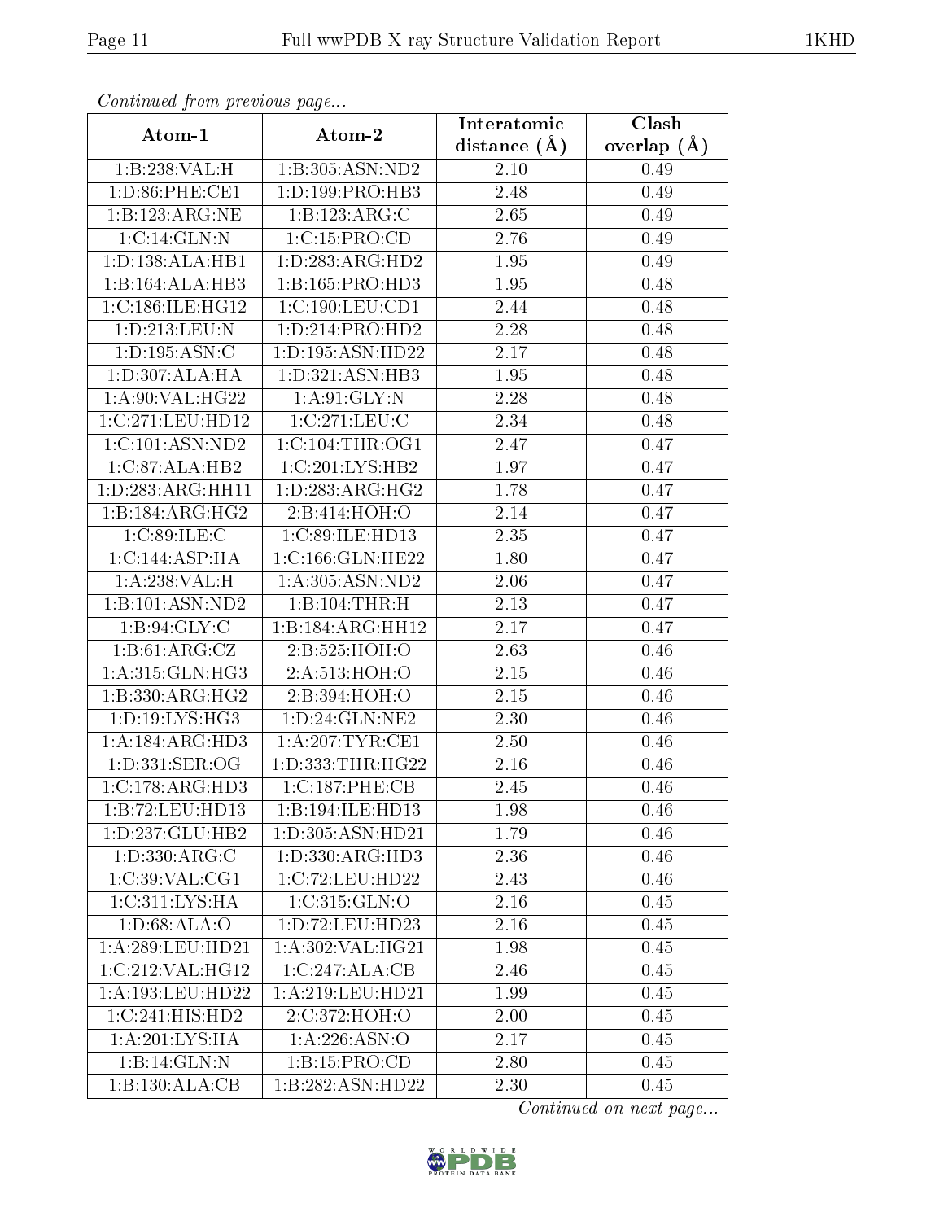*Continued from previous page...*

| Atom-1 | Atom-2 | Interatomic distance (Å) | Clash overlap (Å) |
|---|---|---|---|
| 1:B:238:VAL:H | 1:B:305:ASN:ND2 | 2.10 | 0.49 |
| 1:D:86:PHE:CE1 | 1:D:199:PRO:HB3 | 2.48 | 0.49 |
| 1:B:123:ARG:NE | 1:B:123:ARG:C | 2.65 | 0.49 |
| 1:C:14:GLN:N | 1:C:15:PRO:CD | 2.76 | 0.49 |
| 1:D:138:ALA:HB1 | 1:D:283:ARG:HD2 | 1.95 | 0.49 |
| 1:B:164:ALA:HB3 | 1:B:165:PRO:HD3 | 1.95 | 0.48 |
| 1:C:186:ILE:HG12 | 1:C:190:LEU:CD1 | 2.44 | 0.48 |
| 1:D:213:LEU:N | 1:D:214:PRO:HD2 | 2.28 | 0.48 |
| 1:D:195:ASN:C | 1:D:195:ASN:HD22 | 2.17 | 0.48 |
| 1:D:307:ALA:HA | 1:D:321:ASN:HB3 | 1.95 | 0.48 |
| 1:A:90:VAL:HG22 | 1:A:91:GLY:N | 2.28 | 0.48 |
| 1:C:271:LEU:HD12 | 1:C:271:LEU:C | 2.34 | 0.48 |
| 1:C:101:ASN:ND2 | 1:C:104:THR:OG1 | 2.47 | 0.47 |
| 1:C:87:ALA:HB2 | 1:C:201:LYS:HB2 | 1.97 | 0.47 |
| 1:D:283:ARG:HH11 | 1:D:283:ARG:HG2 | 1.78 | 0.47 |
| 1:B:184:ARG:HG2 | 2:B:414:HOH:O | 2.14 | 0.47 |
| 1:C:89:ILE:C | 1:C:89:ILE:HD13 | 2.35 | 0.47 |
| 1:C:144:ASP:HA | 1:C:166:GLN:HE22 | 1.80 | 0.47 |
| 1:A:238:VAL:H | 1:A:305:ASN:ND2 | 2.06 | 0.47 |
| 1:B:101:ASN:ND2 | 1:B:104:THR:H | 2.13 | 0.47 |
| 1:B:94:GLY:C | 1:B:184:ARG:HH12 | 2.17 | 0.47 |
| 1:B:61:ARG:CZ | 2:B:525:HOH:O | 2.63 | 0.46 |
| 1:A:315:GLN:HG3 | 2:A:513:HOH:O | 2.15 | 0.46 |
| 1:B:330:ARG:HG2 | 2:B:394:HOH:O | 2.15 | 0.46 |
| 1:D:19:LYS:HG3 | 1:D:24:GLN:NE2 | 2.30 | 0.46 |
| 1:A:184:ARG:HD3 | 1:A:207:TYR:CE1 | 2.50 | 0.46 |
| 1:D:331:SER:OG | 1:D:333:THR:HG22 | 2.16 | 0.46 |
| 1:C:178:ARG:HD3 | 1:C:187:PHE:CB | 2.45 | 0.46 |
| 1:B:72:LEU:HD13 | 1:B:194:ILE:HD13 | 1.98 | 0.46 |
| 1:D:237:GLU:HB2 | 1:D:305:ASN:HD21 | 1.79 | 0.46 |
| 1:D:330:ARG:C | 1:D:330:ARG:HD3 | 2.36 | 0.46 |
| 1:C:39:VAL:CG1 | 1:C:72:LEU:HD22 | 2.43 | 0.46 |
| 1:C:311:LYS:HA | 1:C:315:GLN:O | 2.16 | 0.45 |
| 1:D:68:ALA:O | 1:D:72:LEU:HD23 | 2.16 | 0.45 |
| 1:A:289:LEU:HD21 | 1:A:302:VAL:HG21 | 1.98 | 0.45 |
| 1:C:212:VAL:HG12 | 1:C:247:ALA:CB | 2.46 | 0.45 |
| 1:A:193:LEU:HD22 | 1:A:219:LEU:HD21 | 1.99 | 0.45 |
| 1:C:241:HIS:HD2 | 2:C:372:HOH:O | 2.00 | 0.45 |
| 1:A:201:LYS:HA | 1:A:226:ASN:O | 2.17 | 0.45 |
| 1:B:14:GLN:N | 1:B:15:PRO:CD | 2.80 | 0.45 |
| 1:B:130:ALA:CB | 1:B:282:ASN:HD22 | 2.30 | 0.45 |

*Continued on next page...*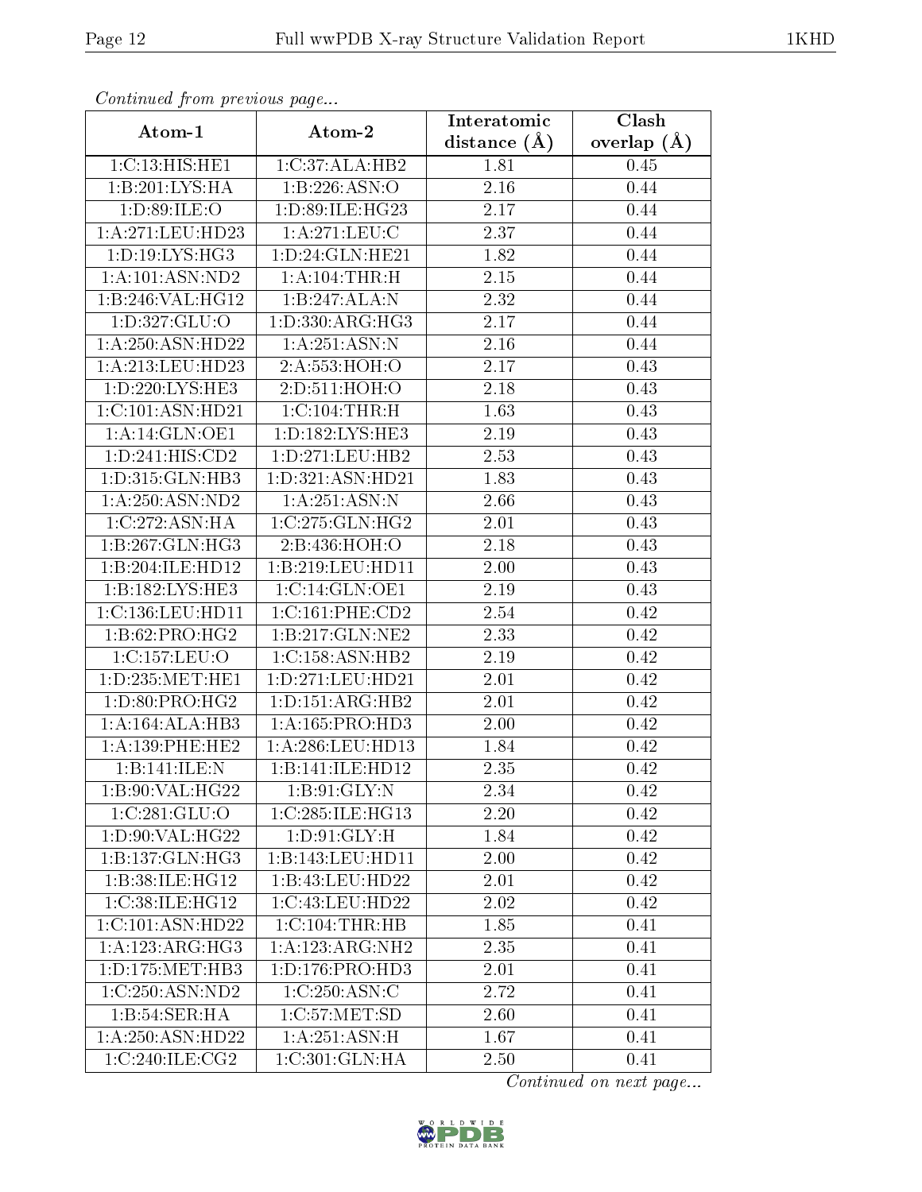*Continued from previous page...*

| Atom-1 | Atom-2 | Interatomic distance (Å) | Clash overlap (Å) |
|---|---|---|---|
| 1:C:13:HIS:HE1 | 1:C:37:ALA:HB2 | 1.81 | 0.45 |
| 1:B:201:LYS:HA | 1:B:226:ASN:O | 2.16 | 0.44 |
| 1:D:89:ILE:O | 1:D:89:ILE:HG23 | 2.17 | 0.44 |
| 1:A:271:LEU:HD23 | 1:A:271:LEU:C | 2.37 | 0.44 |
| 1:D:19:LYS:HG3 | 1:D:24:GLN:HE21 | 1.82 | 0.44 |
| 1:A:101:ASN:ND2 | 1:A:104:THR:H | 2.15 | 0.44 |
| 1:B:246:VAL:HG12 | 1:B:247:ALA:N | 2.32 | 0.44 |
| 1:D:327:GLU:O | 1:D:330:ARG:HG3 | 2.17 | 0.44 |
| 1:A:250:ASN:HD22 | 1:A:251:ASN:N | 2.16 | 0.44 |
| 1:A:213:LEU:HD23 | 2:A:553:HOH:O | 2.17 | 0.43 |
| 1:D:220:LYS:HE3 | 2:D:511:HOH:O | 2.18 | 0.43 |
| 1:C:101:ASN:HD21 | 1:C:104:THR:H | 1.63 | 0.43 |
| 1:A:14:GLN:OE1 | 1:D:182:LYS:HE3 | 2.19 | 0.43 |
| 1:D:241:HIS:CD2 | 1:D:271:LEU:HB2 | 2.53 | 0.43 |
| 1:D:315:GLN:HB3 | 1:D:321:ASN:HD21 | 1.83 | 0.43 |
| 1:A:250:ASN:ND2 | 1:A:251:ASN:N | 2.66 | 0.43 |
| 1:C:272:ASN:HA | 1:C:275:GLN:HG2 | 2.01 | 0.43 |
| 1:B:267:GLN:HG3 | 2:B:436:HOH:O | 2.18 | 0.43 |
| 1:B:204:ILE:HD12 | 1:B:219:LEU:HD11 | 2.00 | 0.43 |
| 1:B:182:LYS:HE3 | 1:C:14:GLN:OE1 | 2.19 | 0.43 |
| 1:C:136:LEU:HD11 | 1:C:161:PHE:CD2 | 2.54 | 0.42 |
| 1:B:62:PRO:HG2 | 1:B:217:GLN:NE2 | 2.33 | 0.42 |
| 1:C:157:LEU:O | 1:C:158:ASN:HB2 | 2.19 | 0.42 |
| 1:D:235:MET:HE1 | 1:D:271:LEU:HD21 | 2.01 | 0.42 |
| 1:D:80:PRO:HG2 | 1:D:151:ARG:HB2 | 2.01 | 0.42 |
| 1:A:164:ALA:HB3 | 1:A:165:PRO:HD3 | 2.00 | 0.42 |
| 1:A:139:PHE:HE2 | 1:A:286:LEU:HD13 | 1.84 | 0.42 |
| 1:B:141:ILE:N | 1:B:141:ILE:HD12 | 2.35 | 0.42 |
| 1:B:90:VAL:HG22 | 1:B:91:GLY:N | 2.34 | 0.42 |
| 1:C:281:GLU:O | 1:C:285:ILE:HG13 | 2.20 | 0.42 |
| 1:D:90:VAL:HG22 | 1:D:91:GLY:H | 1.84 | 0.42 |
| 1:B:137:GLN:HG3 | 1:B:143:LEU:HD11 | 2.00 | 0.42 |
| 1:B:38:ILE:HG12 | 1:B:43:LEU:HD22 | 2.01 | 0.42 |
| 1:C:38:ILE:HG12 | 1:C:43:LEU:HD22 | 2.02 | 0.42 |
| 1:C:101:ASN:HD22 | 1:C:104:THR:HB | 1.85 | 0.41 |
| 1:A:123:ARG:HG3 | 1:A:123:ARG:NH2 | 2.35 | 0.41 |
| 1:D:175:MET:HB3 | 1:D:176:PRO:HD3 | 2.01 | 0.41 |
| 1:C:250:ASN:ND2 | 1:C:250:ASN:C | 2.72 | 0.41 |
| 1:B:54:SER:HA | 1:C:57:MET:SD | 2.60 | 0.41 |
| 1:A:250:ASN:HD22 | 1:A:251:ASN:H | 1.67 | 0.41 |
| 1:C:240:ILE:CG2 | 1:C:301:GLN:HA | 2.50 | 0.41 |

*Continued on next page...*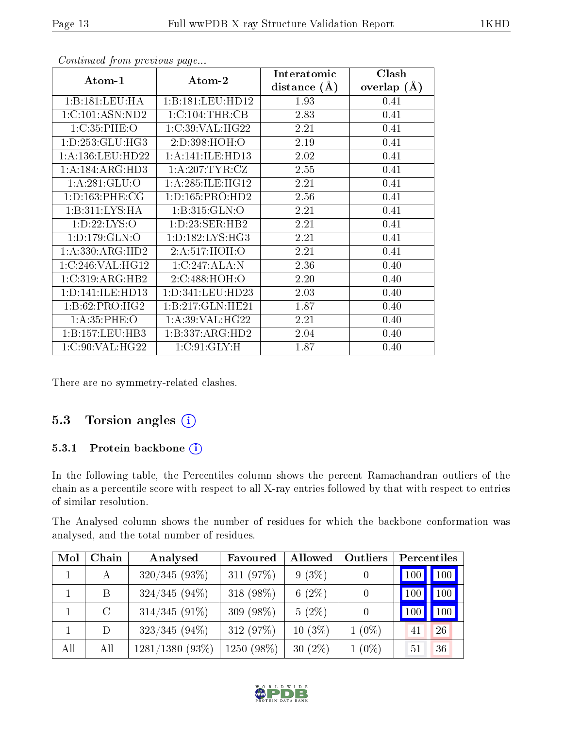*Continued from previous page...*

| Atom-1 | Atom-2 | Interatomic distance (Å) | Clash overlap (Å) |
|---|---|---|---|
| 1:B:181:LEU:HA | 1:B:181:LEU:HD12 | 1.93 | 0.41 |
| 1:C:101:ASN:ND2 | 1:C:104:THR:CB | 2.83 | 0.41 |
| 1:C:35:PHE:O | 1:C:39:VAL:HG22 | 2.21 | 0.41 |
| 1:D:253:GLU:HG3 | 2:D:398:HOH:O | 2.19 | 0.41 |
| 1:A:136:LEU:HD22 | 1:A:141:ILE:HD13 | 2.02 | 0.41 |
| 1:A:184:ARG:HD3 | 1:A:207:TYR:CZ | 2.55 | 0.41 |
| 1:A:281:GLU:O | 1:A:285:ILE:HG12 | 2.21 | 0.41 |
| 1:D:163:PHE:CG | 1:D:165:PRO:HD2 | 2.56 | 0.41 |
| 1:B:311:LYS:HA | 1:B:315:GLN:O | 2.21 | 0.41 |
| 1:D:22:LYS:O | 1:D:23:SER:HB2 | 2.21 | 0.41 |
| 1:D:179:GLN:O | 1:D:182:LYS:HG3 | 2.21 | 0.41 |
| 1:A:330:ARG:HD2 | 2:A:517:HOH:O | 2.21 | 0.41 |
| 1:C:246:VAL:HG12 | 1:C:247:ALA:N | 2.36 | 0.40 |
| 1:C:319:ARG:HB2 | 2:C:488:HOH:O | 2.20 | 0.40 |
| 1:D:141:ILE:HD13 | 1:D:341:LEU:HD23 | 2.03 | 0.40 |
| 1:B:62:PRO:HG2 | 1:B:217:GLN:HE21 | 1.87 | 0.40 |
| 1:A:35:PHE:O | 1:A:39:VAL:HG22 | 2.21 | 0.40 |
| 1:B:157:LEU:HB3 | 1:B:337:ARG:HD2 | 2.04 | 0.40 |
| 1:C:90:VAL:HG22 | 1:C:91:GLY:H | 1.87 | 0.40 |

There are no symmetry-related clashes.

## 5.3 Torsion angles

### 5.3.1 Protein backbone

In the following table, the Percentiles column shows the percent Ramachandran outliers of the chain as a percentile score with respect to all X-ray entries followed by that with respect to entries of similar resolution.

The Analysed column shows the number of residues for which the backbone conformation was analysed, and the total number of residues.

| Mol | Chain | Analysed | Favoured | Allowed | Outliers | Percentiles | |
|---|---|---|---|---|---|---|---|
| 1 | A | 320/345 (93%) | 311 (97%) | 9 (3%) | 0 | 100 | 100 |
| 1 | B | 324/345 (94%) | 318 (98%) | 6 (2%) | 0 | 100 | 100 |
| 1 | C | 314/345 (91%) | 309 (98%) | 5 (2%) | 0 | 100 | 100 |
| 1 | D | 323/345 (94%) | 312 (97%) | 10 (3%) | 1 (0%) | 41 | 26 |
| All | All | 1281/1380 (93%) | 1250 (98%) | 30 (2%) | 1 (0%) | 51 | 36 |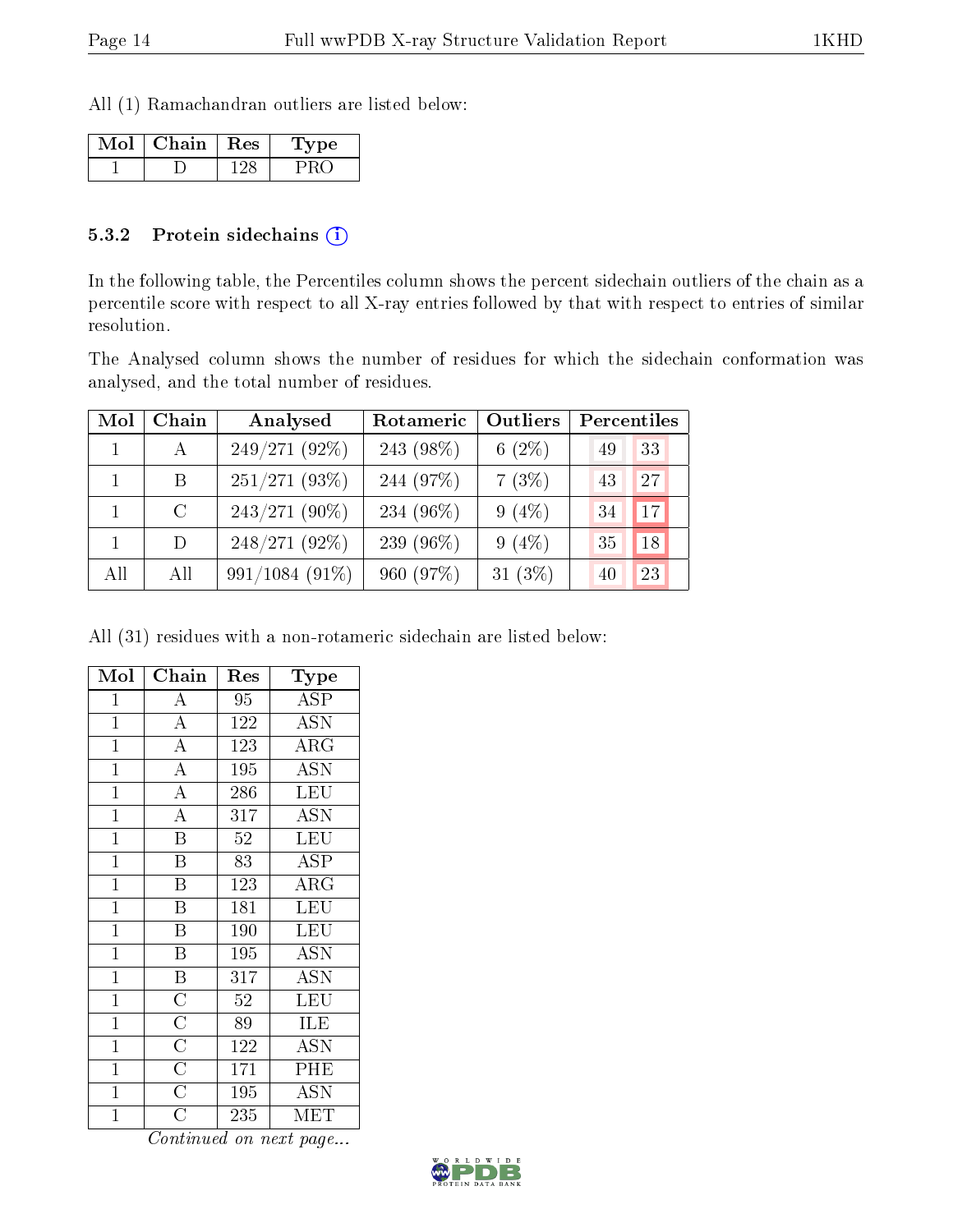All (1) Ramachandran outliers are listed below:

| Mol | Chain | Res | Type |
|---|---|---|---|
| 1 | D | 128 | PRO |

### 5.3.2 Protein sidechains (i)

In the following table, the Percentiles column shows the percent sidechain outliers of the chain as a percentile score with respect to all X-ray entries followed by that with respect to entries of similar resolution.

The Analysed column shows the number of residues for which the sidechain conformation was analysed, and the total number of residues.

| Mol | Chain | Analysed | Rotameric | Outliers | Percentiles | |
|---|---|---|---|---|---|---|
| 1 | A | 249/271 (92%) | 243 (98%) | 6 (2%) | 49 | 33 |
| 1 | B | 251/271 (93%) | 244 (97%) | 7 (3%) | 43 | 27 |
| 1 | C | 243/271 (90%) | 234 (96%) | 9 (4%) | 34 | 17 |
| 1 | D | 248/271 (92%) | 239 (96%) | 9 (4%) | 35 | 18 |
| All | All | 991/1084 (91%) | 960 (97%) | 31 (3%) | 40 | 23 |

All (31) residues with a non-rotameric sidechain are listed below:

| Mol | Chain | Res | Type |
|---|---|---|---|
| 1 | A | 95 | ASP |
| 1 | A | 122 | ASN |
| 1 | A | 123 | ARG |
| 1 | A | 195 | ASN |
| 1 | A | 286 | LEU |
| 1 | A | 317 | ASN |
| 1 | B | 52 | LEU |
| 1 | B | 83 | ASP |
| 1 | B | 123 | ARG |
| 1 | B | 181 | LEU |
| 1 | B | 190 | LEU |
| 1 | B | 195 | ASN |
| 1 | B | 317 | ASN |
| 1 | C | 52 | LEU |
| 1 | C | 89 | ILE |
| 1 | C | 122 | ASN |
| 1 | C | 171 | PHE |
| 1 | C | 195 | ASN |
| 1 | C | 235 | MET |

*Continued on next page...*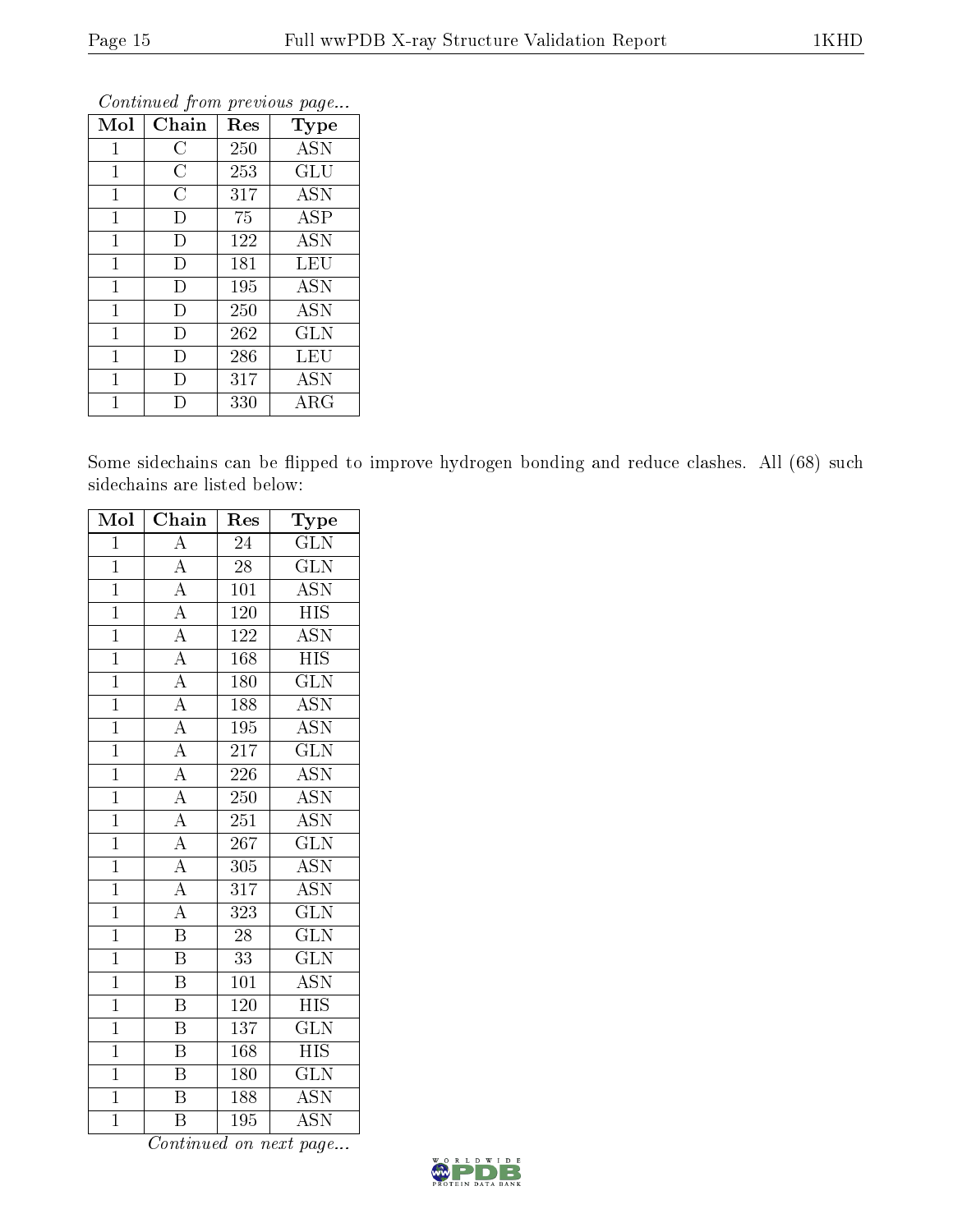*Continued from previous page...*

| Mol | Chain | Res | Type |
| --- | --- | --- | --- |
| 1 | C | 250 | ASN |
| 1 | C | 253 | GLU |
| 1 | C | 317 | ASN |
| 1 | D | 75 | ASP |
| 1 | D | 122 | ASN |
| 1 | D | 181 | LEU |
| 1 | D | 195 | ASN |
| 1 | D | 250 | ASN |
| 1 | D | 262 | GLN |
| 1 | D | 286 | LEU |
| 1 | D | 317 | ASN |
| 1 | D | 330 | ARG |

Some sidechains can be flipped to improve hydrogen bonding and reduce clashes. All (68) such sidechains are listed below:

| Mol | Chain | Res | Type |
| --- | --- | --- | --- |
| 1 | A | 24 | GLN |
| 1 | A | 28 | GLN |
| 1 | A | 101 | ASN |
| 1 | A | 120 | HIS |
| 1 | A | 122 | ASN |
| 1 | A | 168 | HIS |
| 1 | A | 180 | GLN |
| 1 | A | 188 | ASN |
| 1 | A | 195 | ASN |
| 1 | A | 217 | GLN |
| 1 | A | 226 | ASN |
| 1 | A | 250 | ASN |
| 1 | A | 251 | ASN |
| 1 | A | 267 | GLN |
| 1 | A | 305 | ASN |
| 1 | A | 317 | ASN |
| 1 | A | 323 | GLN |
| 1 | B | 28 | GLN |
| 1 | B | 33 | GLN |
| 1 | B | 101 | ASN |
| 1 | B | 120 | HIS |
| 1 | B | 137 | GLN |
| 1 | B | 168 | HIS |
| 1 | B | 180 | GLN |
| 1 | B | 188 | ASN |
| 1 | B | 195 | ASN |

*Continued on next page...*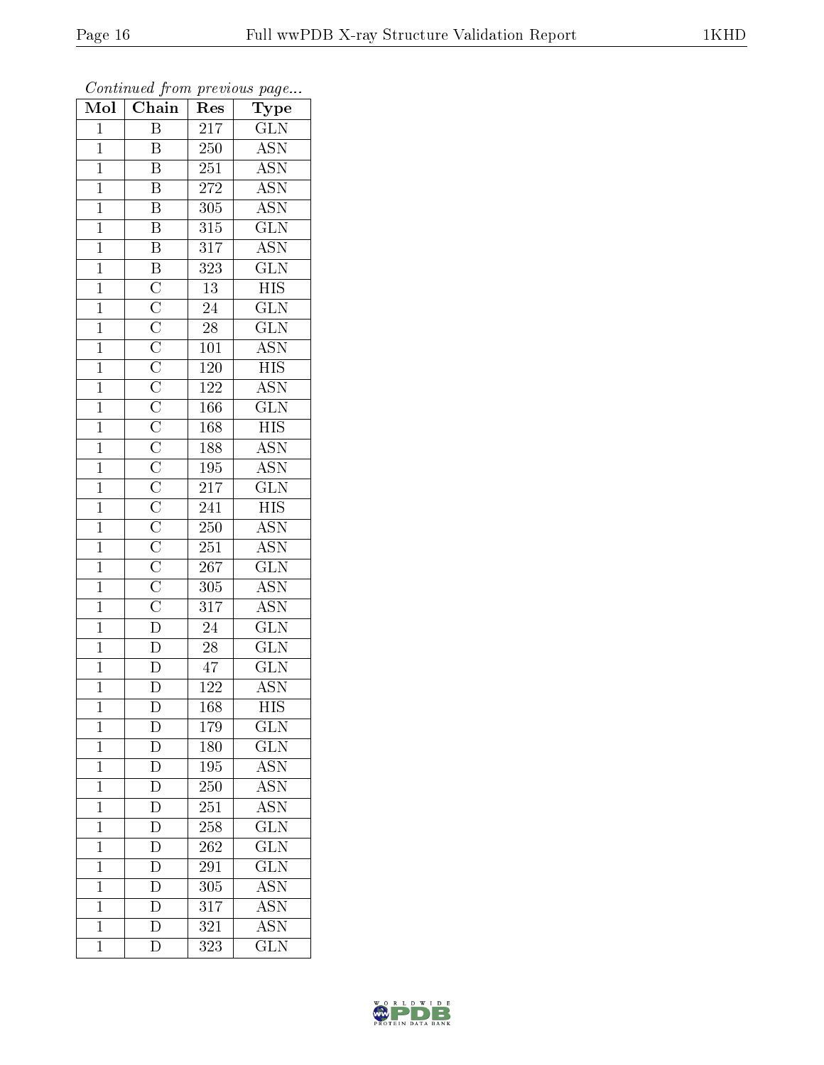*Continued from previous page...*

| Mol | Chain | Res | Type |
|---|---|---|---|
| 1 | B | 217 | GLN |
| 1 | B | 250 | ASN |
| 1 | B | 251 | ASN |
| 1 | B | 272 | ASN |
| 1 | B | 305 | ASN |
| 1 | B | 315 | GLN |
| 1 | B | 317 | ASN |
| 1 | B | 323 | GLN |
| 1 | C | 13 | HIS |
| 1 | C | 24 | GLN |
| 1 | C | 28 | GLN |
| 1 | C | 101 | ASN |
| 1 | C | 120 | HIS |
| 1 | C | 122 | ASN |
| 1 | C | 166 | GLN |
| 1 | C | 168 | HIS |
| 1 | C | 188 | ASN |
| 1 | C | 195 | ASN |
| 1 | C | 217 | GLN |
| 1 | C | 241 | HIS |
| 1 | C | 250 | ASN |
| 1 | C | 251 | ASN |
| 1 | C | 267 | GLN |
| 1 | C | 305 | ASN |
| 1 | C | 317 | ASN |
| 1 | D | 24 | GLN |
| 1 | D | 28 | GLN |
| 1 | D | 47 | GLN |
| 1 | D | 122 | ASN |
| 1 | D | 168 | HIS |
| 1 | D | 179 | GLN |
| 1 | D | 180 | GLN |
| 1 | D | 195 | ASN |
| 1 | D | 250 | ASN |
| 1 | D | 251 | ASN |
| 1 | D | 258 | GLN |
| 1 | D | 262 | GLN |
| 1 | D | 291 | GLN |
| 1 | D | 305 | ASN |
| 1 | D | 317 | ASN |
| 1 | D | 321 | ASN |
| 1 | D | 323 | GLN |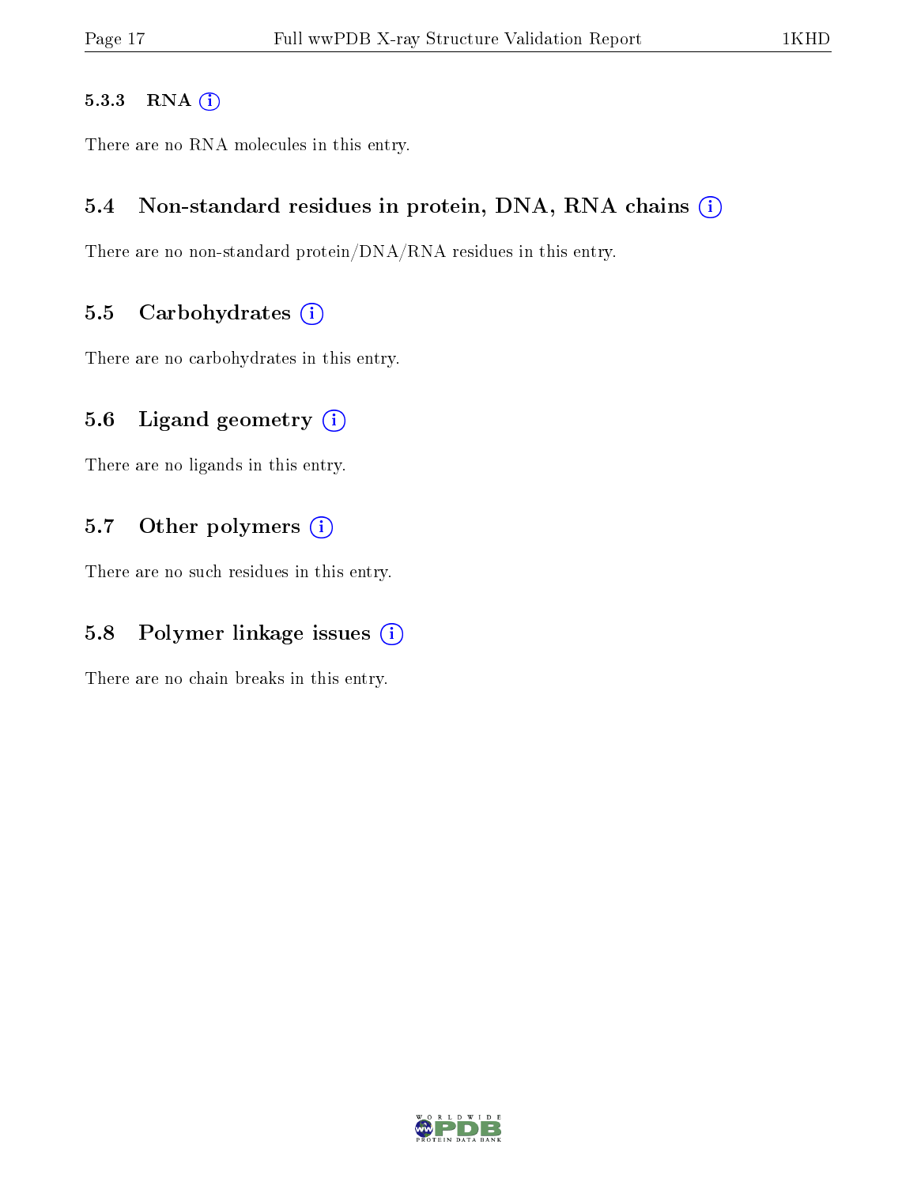#### 5.3.3 RNA

There are no RNA molecules in this entry.

### 5.4 Non-standard residues in protein, DNA, RNA chains

There are no non-standard protein/DNA/RNA residues in this entry.

### 5.5 Carbohydrates

There are no carbohydrates in this entry.

### 5.6 Ligand geometry

There are no ligands in this entry.

### 5.7 Other polymers

There are no such residues in this entry.

### 5.8 Polymer linkage issues

There are no chain breaks in this entry.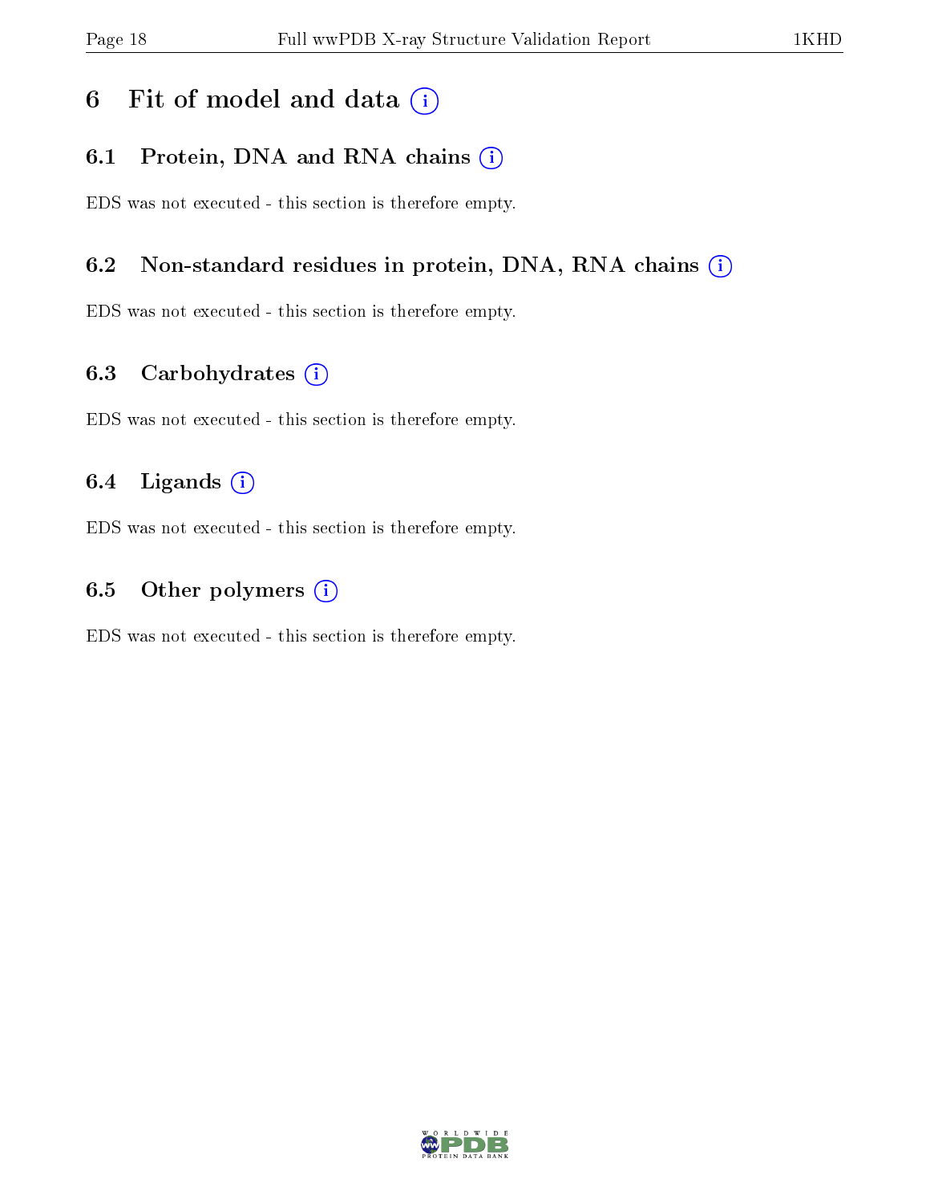# 6 Fit of model and data

## 6.1 Protein, DNA and RNA chains

EDS was not executed - this section is therefore empty.

## 6.2 Non-standard residues in protein, DNA, RNA chains

EDS was not executed - this section is therefore empty.

## 6.3 Carbohydrates

EDS was not executed - this section is therefore empty.

## 6.4 Ligands

EDS was not executed - this section is therefore empty.

## 6.5 Other polymers

EDS was not executed - this section is therefore empty.